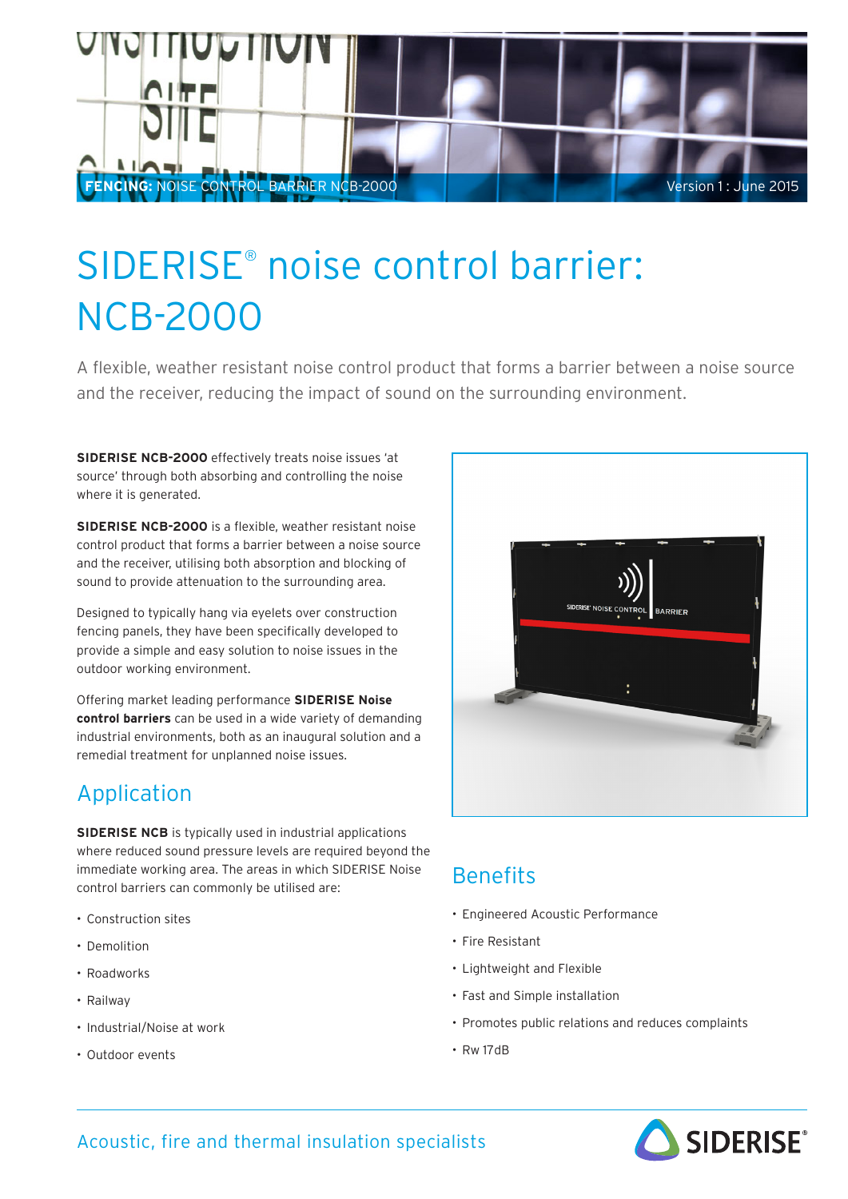**FENCING:** NOISE CONTROL BARRIER NCB-2000 Version 1 : June 2015

# SIDERISE® noise control barrier: NCB-2000

A flexible, weather resistant noise control product that forms a barrier between a noise source and the receiver, reducing the impact of sound on the surrounding environment.

**SIDERISE NCB-2000** effectively treats noise issues 'at source' through both absorbing and controlling the noise where it is generated.

**SIDERISE NCB-2000** is a flexible, weather resistant noise control product that forms a barrier between a noise source and the receiver, utilising both absorption and blocking of sound to provide attenuation to the surrounding area.

Designed to typically hang via eyelets over construction fencing panels, they have been specifically developed to provide a simple and easy solution to noise issues in the outdoor working environment.

Offering market leading performance **SIDERISE Noise control barriers** can be used in a wide variety of demanding industrial environments, both as an inaugural solution and a remedial treatment for unplanned noise issues.

## Application

**SIDERISE NCB** is typically used in industrial applications where reduced sound pressure levels are required beyond the immediate working area. The areas in which SIDERISE Noise control barriers can commonly be utilised are:

- Construction sites
- Demolition
- Roadworks
- Railway
- Industrial/Noise at work
- Outdoor events

## Benefits

- Engineered Acoustic Performance
- Fire Resistant
- Lightweight and Flexible
- Fast and Simple installation
- Promotes public relations and reduces complaints
- Rw 17dB

Acoustic, fire and thermal insulation specialists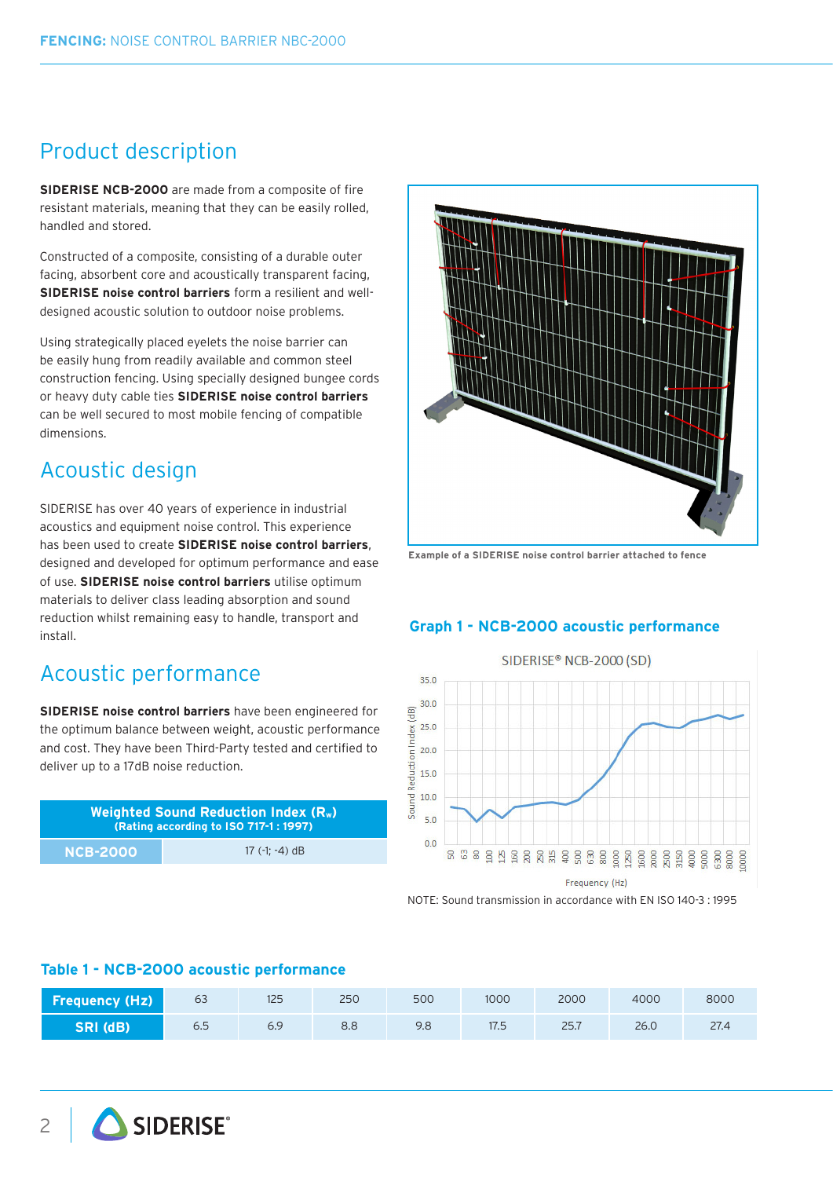## Product description

**SIDERISE NCB-2000** are made from a composite of fire resistant materials, meaning that they can be easily rolled, handled and stored.

Constructed of a composite, consisting of a durable outer facing, absorbent core and acoustically transparent facing, **SIDERISE noise control barriers** form a resilient and well-designed acoustic solution to outdoor noise problems.

Using strategically placed eyelets the noise barrier can be easily hung from readily available and common steel construction fencing. Using specially designed bungee cords or heavy duty cable ties **SIDERISE noise control barriers** can be well secured to most mobile fencing of compatible dimensions.

## Acoustic design

SIDERISE has over 40 years of experience in industrial acoustics and equipment noise control. This experience has been used to create **SIDERISE noise control barriers**, designed and developed for optimum performance and ease of use. **SIDERISE noise control barriers** utilise optimum materials to deliver class leading absorption and sound reduction whilst remaining easy to handle, transport and install.

## Acoustic performance

**SIDERISE noise control barriers** have been engineered for the optimum balance between weight, acoustic performance and cost. They have been Third-Party tested and certified to deliver up to a 17dB noise reduction.

| Weighted Sound Reduction Index ($R_w$) (Rating according to ISO 717-1 : 1997) | |
|---|---|
| NCB-2000 | 17 (-1; -4) dB |

Example of a SIDERISE noise control barrier attached to fence

### Graph 1 - NCB-2000 acoustic performance

SIDERISE® NCB-2000 (SD)

NOTE: Sound transmission in accordance with EN ISO 140-3 : 1995

### Table 1 - NCB-2000 acoustic performance

| Frequency (Hz) | 63 | 125 | 250 | 500 | 1000 | 2000 | 4000 | 8000 |
|---|---|---|---|---|---|---|---|---|
| SRI (dB) | 6.5 | 6.9 | 8.8 | 9.8 | 17.5 | 25.7 | 26.0 | 27.4 |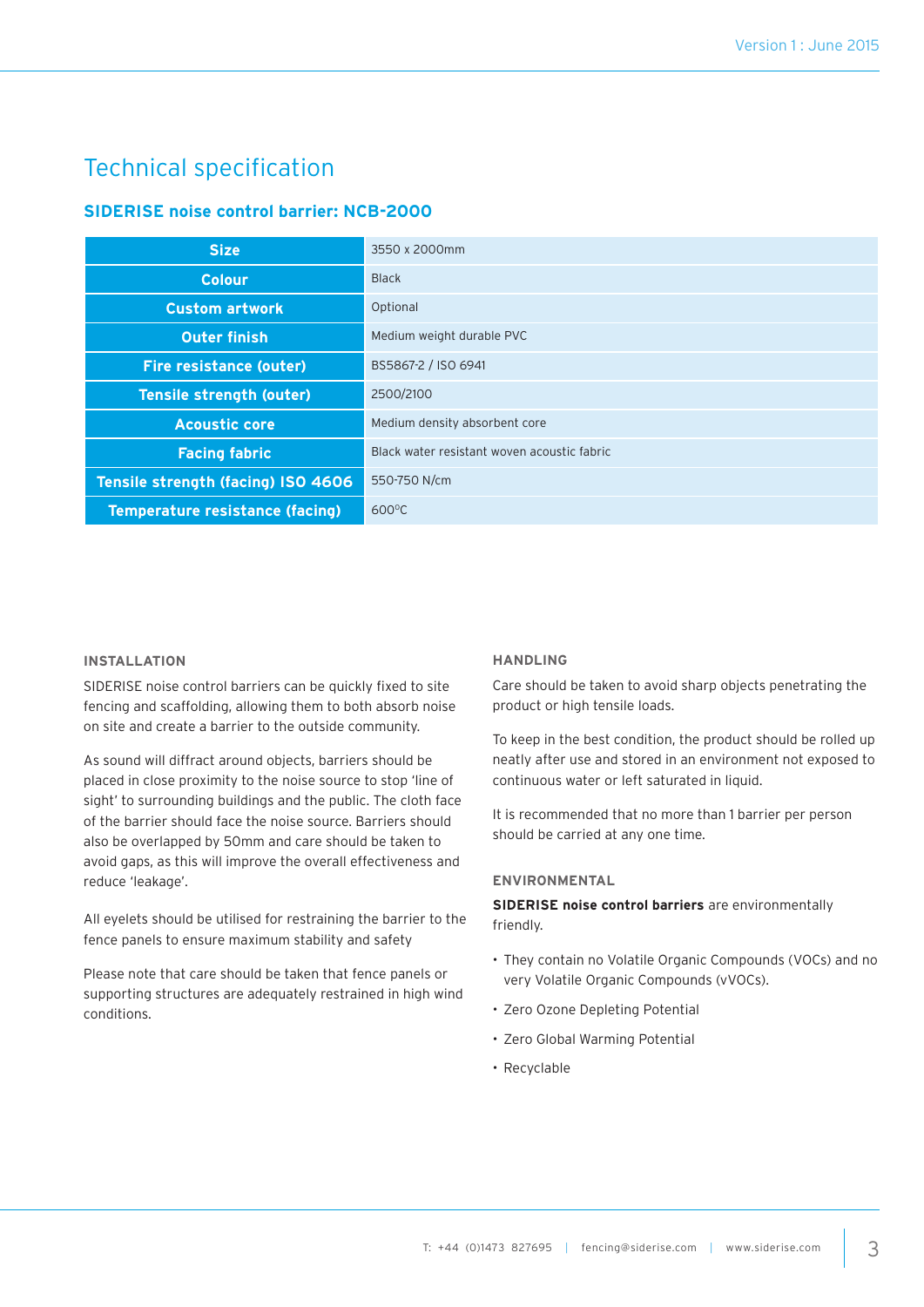# Technical specification

## SIDERISE noise control barrier: NCB-2000

| | |
|---|---|
| **Size** | 3550 x 2000mm |
| **Colour** | Black |
| **Custom artwork** | Optional |
| **Outer finish** | Medium weight durable PVC |
| **Fire resistance (outer)** | BS5867-2 / ISO 6941 |
| **Tensile strength (outer)** | 2500/2100 |
| **Acoustic core** | Medium density absorbent core |
| **Facing fabric** | Black water resistant woven acoustic fabric |
| **Tensile strength (facing) ISO 4606** | 550-750 N/cm |
| **Temperature resistance (facing)** | 600°C |

### INSTALLATION

SIDERISE noise control barriers can be quickly fixed to site fencing and scaffolding, allowing them to both absorb noise on site and create a barrier to the outside community.

As sound will diffract around objects, barriers should be placed in close proximity to the noise source to stop 'line of sight' to surrounding buildings and the public. The cloth face of the barrier should face the noise source. Barriers should also be overlapped by 50mm and care should be taken to avoid gaps, as this will improve the overall effectiveness and reduce 'leakage'.

All eyelets should be utilised for restraining the barrier to the fence panels to ensure maximum stability and safety

Please note that care should be taken that fence panels or supporting structures are adequately restrained in high wind conditions.

### HANDLING

Care should be taken to avoid sharp objects penetrating the product or high tensile loads.

To keep in the best condition, the product should be rolled up neatly after use and stored in an environment not exposed to continuous water or left saturated in liquid.

It is recommended that no more than 1 barrier per person should be carried at any one time.

### ENVIRONMENTAL

**SIDERISE noise control barriers** are environmentally friendly.

- They contain no Volatile Organic Compounds (VOCs) and no very Volatile Organic Compounds (vVOCs).
- Zero Ozone Depleting Potential
- Zero Global Warming Potential
- Recyclable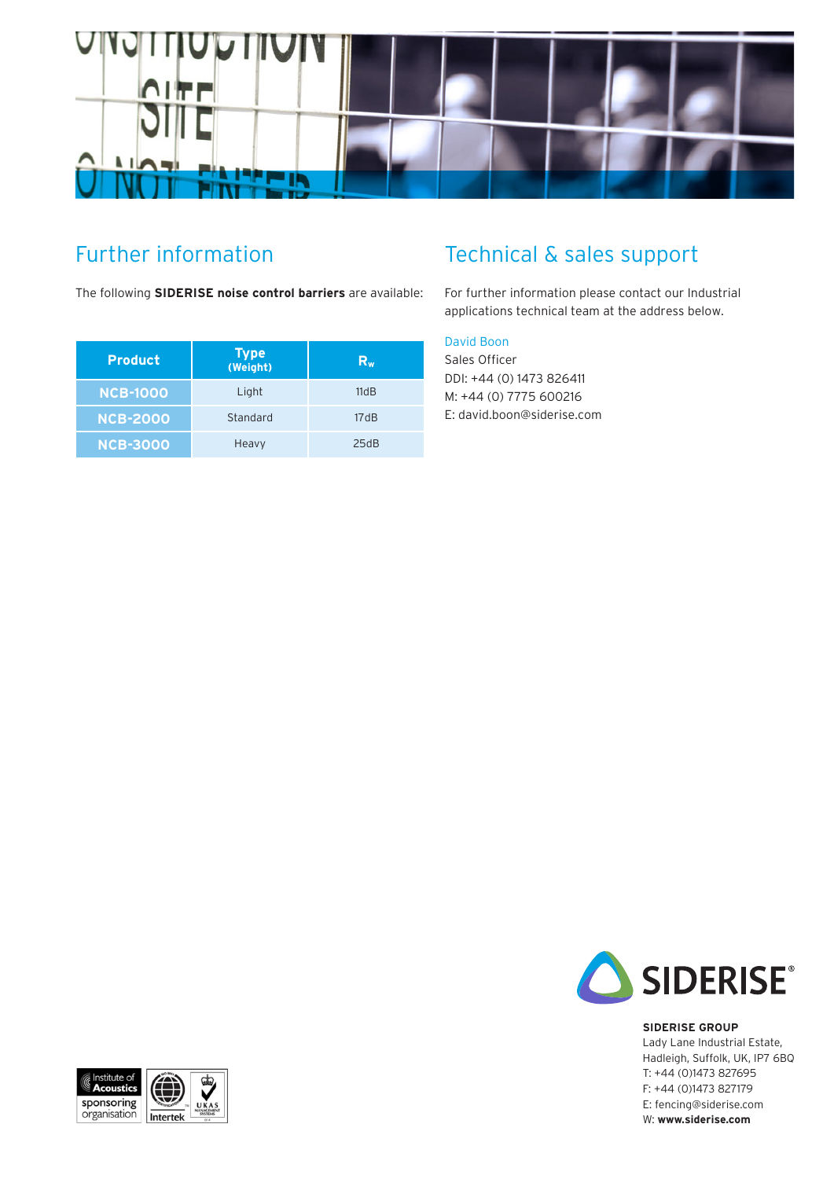## Further information

The following **SIDERISE noise control barriers** are available:

| Product | Type (Weight) | $R_w$ |
|---|---|---|
| **NCB-1000** | Light | 11dB |
| **NCB-2000** | Standard | 17dB |
| **NCB-3000** | Heavy | 25dB |

## Technical & sales support

For further information please contact our Industrial applications technical team at the address below.

David Boon
Sales Officer
DDI: +44 (0) 1473 826411
M: +44 (0) 7775 600216
E: david.boon@siderise.com

SIDERISE®

**SIDERISE GROUP**
Lady Lane Industrial Estate,
Hadleigh, Suffolk, UK, IP7 6BQ
T: +44 (0)1473 827695
F: +44 (0)1473 827179
E: fencing@siderise.com
W: **www.siderise.com**

Institute of Acoustics sponsoring organisation

Intertek

UKAS MANAGEMENT SYSTEMS